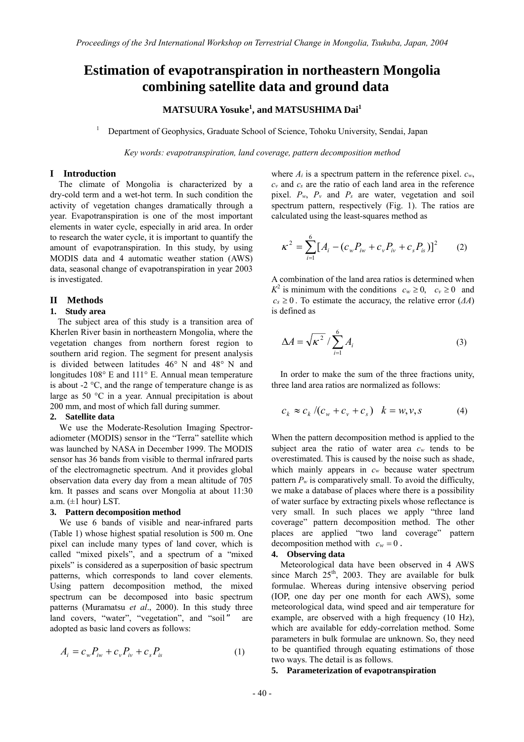# Estimation of evapotranspiration in northeastern Mongolia combining satellite data and ground data

**MATSUURA Yosuke[1], and MATSUSHIMA Dai[1]**

[1] Department of Geophysics, Graduate School of Science, Tohoku University, Sendai, Japan

*Key words: evapotranspiration, land coverage, pattern decomposition method*

## I Introduction

The climate of Mongolia is characterized by a dry-cold term and a wet-hot term. In such condition the activity of vegetation changes dramatically through a year. Evapotranspiration is one of the most important elements in water cycle, especially in arid area. In order to research the water cycle, it is important to quantify the amount of evapotranspiration. In this study, by using MODIS data and 4 automatic weather station (AWS) data, seasonal change of evapotranspiration in year 2003 is investigated.

## II Methods

### 1. Study area

The subject area of this study is a transition area of Kherlen River basin in northeastern Mongolia, where the vegetation changes from northern forest region to southern arid region. The segment for present analysis is divided between latitudes 46° N and 48° N and longitudes 108° E and 111° E. Annual mean temperature is about -2 °C, and the range of temperature change is as large as 50 °C in a year. Annual precipitation is about 200 mm, and most of which fall during summer.

### 2. Satellite data

We use the Moderate-Resolution Imaging Spectroradiometer (MODIS) sensor in the "Terra" satellite which was launched by NASA in December 1999. The MODIS sensor has 36 bands from visible to thermal infrared parts of the electromagnetic spectrum. And it provides global observation data every day from a mean altitude of 705 km. It passes and scans over Mongolia at about 11:30 a.m. (±1 hour) LST.

### 3. Pattern decomposition method

We use 6 bands of visible and near-infrared parts (Table 1) whose highest spatial resolution is 500 m. One pixel can include many types of land cover, which is called "mixed pixels", and a spectrum of a "mixed pixels" is considered as a superposition of basic spectrum patterns, which corresponds to land cover elements. Using pattern decomposition method, the mixed spectrum can be decomposed into basic spectrum patterns (Muramatsu *et al*., 2000). In this study three land covers, "water", "vegetation", and "soil" are adopted as basic land covers as follows:

$$A_i = c_w P_{iw} + c_v P_{iv} + c_s P_{is} \tag{1}$$

where $A_i$ is a spectrum pattern in the reference pixel. $c_w$, $c_v$ and $c_s$ are the ratio of each land area in the reference pixel. $P_w$, $P_v$ and $P_s$ are water, vegetation and soil spectrum pattern, respectively (Fig. 1). The ratios are calculated using the least-squares method as

$$\kappa^2 = \sum_{i=1}^{6} [A_i - (c_w P_{iw} + c_v P_{iv} + c_s P_{is})]^2 \tag{2}$$

A combination of the land area ratios is determined when $K^2$ is minimum with the conditions $c_w \geq 0$, $c_v \geq 0$ and $c_s \geq 0$. To estimate the accuracy, the relative error ($\Delta A$) is defined as

$$\Delta A = \sqrt{\kappa^2} / \sum_{i=1}^{6} A_i \tag{3}$$

In order to make the sum of the three fractions unity, three land area ratios are normalized as follows:

$$c_k \approx c_k / (c_w + c_v + c_s) \quad k = w, v, s \tag{4}$$

When the pattern decomposition method is applied to the subject area the ratio of water area $c_w$ tends to be overestimated. This is caused by the noise such as shade, which mainly appears in $c_w$ because water spectrum pattern $P_w$ is comparatively small. To avoid the difficulty, we make a database of places where there is a possibility of water surface by extracting pixels whose reflectance is very small. In such places we apply "three land coverage" pattern decomposition method. The other places are applied "two land coverage" pattern decomposition method with $c_w = 0$.

### 4. Observing data

Meteorological data have been observed in 4 AWS since March 25th, 2003. They are available for bulk formulae. Whereas during intensive observing period (IOP, one day per one month for each AWS), some meteorological data, wind speed and air temperature for example, are observed with a high frequency (10 Hz), which are available for eddy-correlation method. Some parameters in bulk formulae are unknown. So, they need to be quantified through equating estimations of those two ways. The detail is as follows.

### 5. Parameterization of evapotranspiration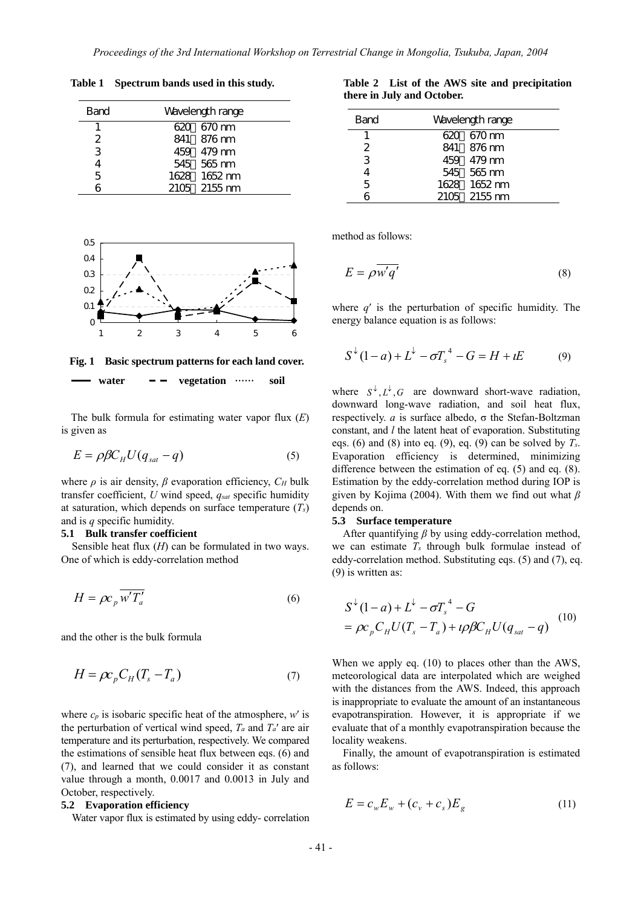**Table 1 Spectrum bands used in this study.**

| Band | Wavelength range |
|---|---|
| 1 | 620～670 nm |
| 2 | 841～876 nm |
| 3 | 459～479 nm |
| 4 | 545～565 nm |
| 5 | 1628～1652 nm |
| 6 | 2105～2155 nm |

**Fig. 1 Basic spectrum patterns for each land cover.** —— water – – vegetation ······ soil

The bulk formula for estimating water vapor flux ($E$) is given as

$$E = \rho \beta C_H U (q_{sat} - q) \tag{5}$$

where $\rho$ is air density, $\beta$ evaporation efficiency, $C_H$ bulk transfer coefficient, $U$ wind speed, $q_{sat}$ specific humidity at saturation, which depends on surface temperature ($T_s$) and is $q$ specific humidity.

### 5.1 Bulk transfer coefficient

Sensible heat flux ($H$) can be formulated in two ways. One of which is eddy-correlation method

$$H = \rho c_p \overline{w' T_a'} \tag{6}$$

and the other is the bulk formula

$$H = \rho c_p C_H (T_s - T_a) \tag{7}$$

where $c_p$ is isobaric specific heat of the atmosphere, $w'$ is the perturbation of vertical wind speed, $T_a$ and $T_a'$ are air temperature and its perturbation, respectively. We compared the estimations of sensible heat flux between eqs. (6) and (7), and learned that we could consider it as constant value through a month, 0.0017 and 0.0013 in July and October, respectively.

### 5.2 Evaporation efficiency

Water vapor flux is estimated by using eddy- correlation method as follows:

$$E = \rho \overline{w' q'} \tag{8}$$

where $q'$ is the perturbation of specific humidity. The energy balance equation is as follows:

$$S^{\downarrow}(1-a) + L^{\downarrow} - \sigma T_s^{\ 4} - G = H + \iota E \tag{9}$$

where $S^{\downarrow}, L^{\downarrow}, G$ are downward short-wave radiation, downward long-wave radiation, and soil heat flux, respectively. $a$ is surface albedo, σ the Stefan-Boltzman constant, and $l$ the latent heat of evaporation. Substituting eqs. (6) and (8) into eq. (9), eq. (9) can be solved by $T_s$. Evaporation efficiency is determined, minimizing difference between the estimation of eq. (5) and eq. (8). Estimation by the eddy-correlation method during IOP is given by Kojima (2004). With them we find out what $\beta$ depends on.

### 5.3 Surface temperature

After quantifying $\beta$ by using eddy-correlation method, we can estimate $T_s$ through bulk formulae instead of eddy-correlation method. Substituting eqs. (5) and (7), eq. (9) is written as:

$$\begin{aligned} & S^{\downarrow}(1-a) + L^{\downarrow} - \sigma T_s^{\ 4} - G \\ & = \rho c_p C_H U (T_s - T_a) + \iota \rho \beta C_H U (q_{sat} - q) \end{aligned} \tag{10}$$

When we apply eq. (10) to places other than the AWS, meteorological data are interpolated which are weighed with the distances from the AWS. Indeed, this approach is inappropriate to evaluate the amount of an instantaneous evapotranspiration. However, it is appropriate if we evaluate that of a monthly evapotranspiration because the locality weakens.

Finally, the amount of evapotranspiration is estimated as follows:

$$E = c_w E_w + (c_v + c_s) E_g \tag{11}$$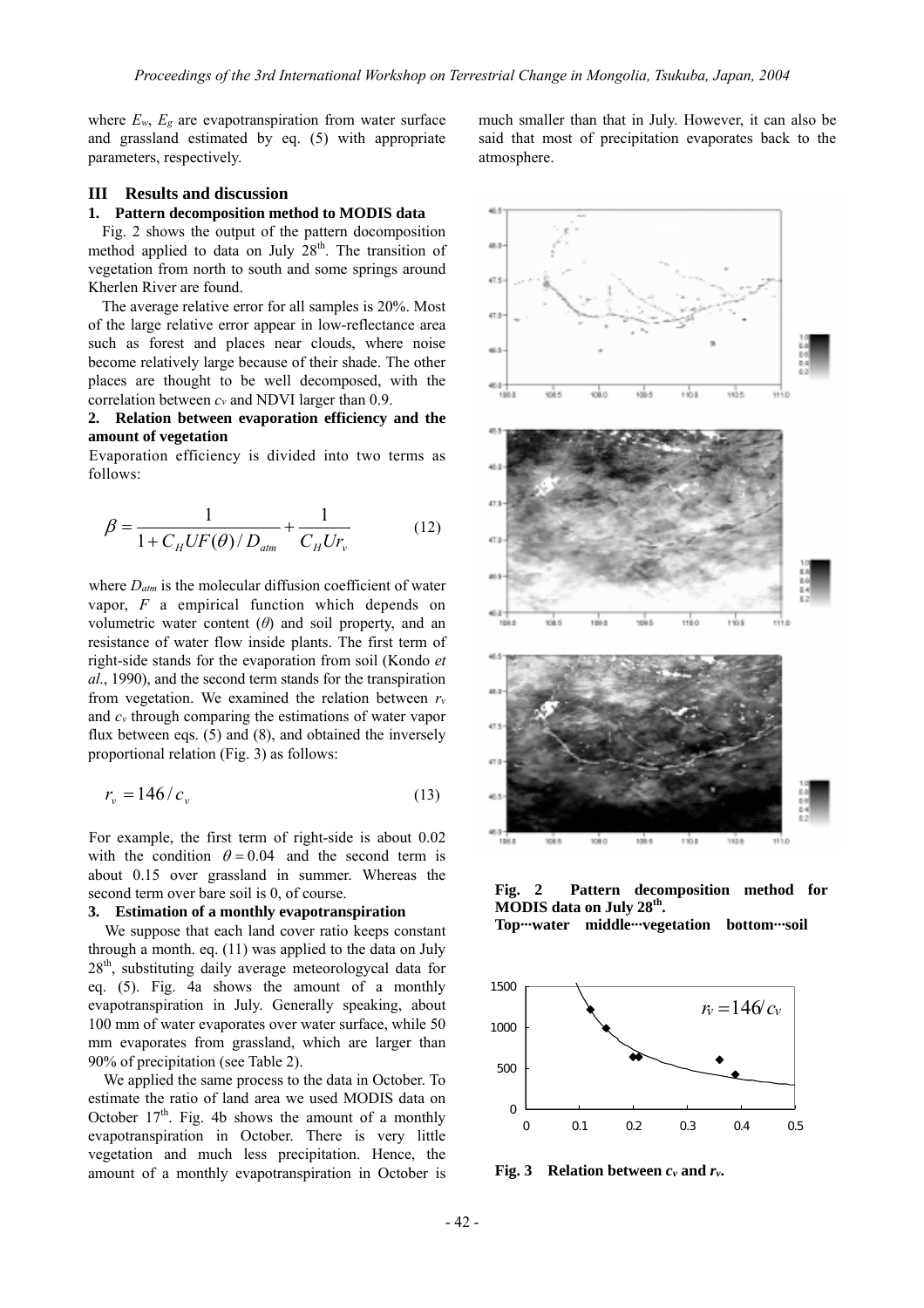where $E_w$, $E_g$ are evapotranspiration from water surface and grassland estimated by eq. (5) with appropriate parameters, respectively.

## III Results and discussion

### 1. Pattern decomposition method to MODIS data

Fig. 2 shows the output of the pattern docomposition method applied to data on July 28th. The transition of vegetation from north to south and some springs around Kherlen River are found.

The average relative error for all samples is 20%. Most of the large relative error appear in low-reflectance area such as forest and places near clouds, where noise become relatively large because of their shade. The other places are thought to be well decomposed, with the correlation between $c_v$ and NDVI larger than 0.9.

### 2. Relation between evaporation efficiency and the amount of vegetation

Evaporation efficiency is divided into two terms as follows:

$$\beta = \frac{1}{1 + C_H U F(\theta)/D_{atm}} + \frac{1}{C_H U r_v} \tag{12}$$

where $D_{atm}$ is the molecular diffusion coefficient of water vapor, $F$ a empirical function which depends on volumetric water content ($\theta$) and soil property, and an resistance of water flow inside plants. The first term of right-side stands for the evaporation from soil (Kondo *et al*., 1990), and the second term stands for the transpiration from vegetation. We examined the relation between $r_v$ and $c_v$ through comparing the estimations of water vapor flux between eqs. (5) and (8), and obtained the inversely proportional relation (Fig. 3) as follows:

$$r_v = 146/c_v \tag{13}$$

For example, the first term of right-side is about 0.02 with the condition $\theta = 0.04$ and the second term is about 0.15 over grassland in summer. Whereas the second term over bare soil is 0, of course.

### 3. Estimation of a monthly evapotranspiration

We suppose that each land cover ratio keeps constant through a month. eq. (11) was applied to the data on July 28th, substituting daily average meteorologycal data for eq. (5). Fig. 4a shows the amount of a monthly evapotranspiration in July. Generally speaking, about 100 mm of water evaporates over water surface, while 50 mm evaporates from grassland, which are larger than 90% of precipitation (see Table 2).

We applied the same process to the data in October. To estimate the ratio of land area we used MODIS data on October 17th. Fig. 4b shows the amount of a monthly evapotranspiration in October. There is very little vegetation and much less precipitation. Hence, the amount of a monthly evapotranspiration in October is much smaller than that in July. However, it can also be said that most of precipitation evaporates back to the atmosphere.

**Fig. 2 Pattern decomposition method for MODIS data on July 28th.**
**Top···water middle···vegetation bottom···soil**

**Fig. 3 Relation between $c_v$ and $r_v$.**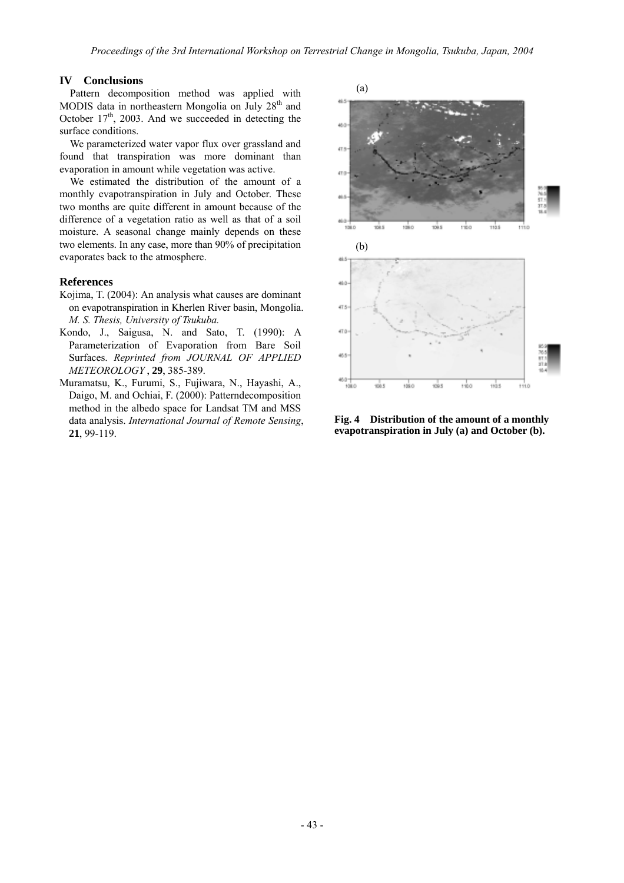## IV Conclusions

Pattern decomposition method was applied with MODIS data in northeastern Mongolia on July 28th and October 17th, 2003. And we succeeded in detecting the surface conditions.

We parameterized water vapor flux over grassland and found that transpiration was more dominant than evaporation in amount while vegetation was active.

We estimated the distribution of the amount of a monthly evapotranspiration in July and October. These two months are quite different in amount because of the difference of a vegetation ratio as well as that of a soil moisture. A seasonal change mainly depends on these two elements. In any case, more than 90% of precipitation evaporates back to the atmosphere.

## References

Kojima, T. (2004): An analysis what causes are dominant on evapotranspiration in Kherlen River basin, Mongolia. *M. S. Thesis, University of Tsukuba.*

Kondo, J., Saigusa, N. and Sato, T. (1990): A Parameterization of Evaporation from Bare Soil Surfaces. *Reprinted from JOURNAL OF APPLIED METEOROLOGY* , **29**, 385-389.

Muramatsu, K., Furumi, S., Fujiwara, N., Hayashi, A., Daigo, M. and Ochiai, F. (2000): Patterndecomposition method in the albedo space for Landsat TM and MSS data analysis. *International Journal of Remote Sensing*, **21**, 99-119.

(a)

(b)

**Fig. 4 Distribution of the amount of a monthly evapotranspiration in July (a) and October (b).**